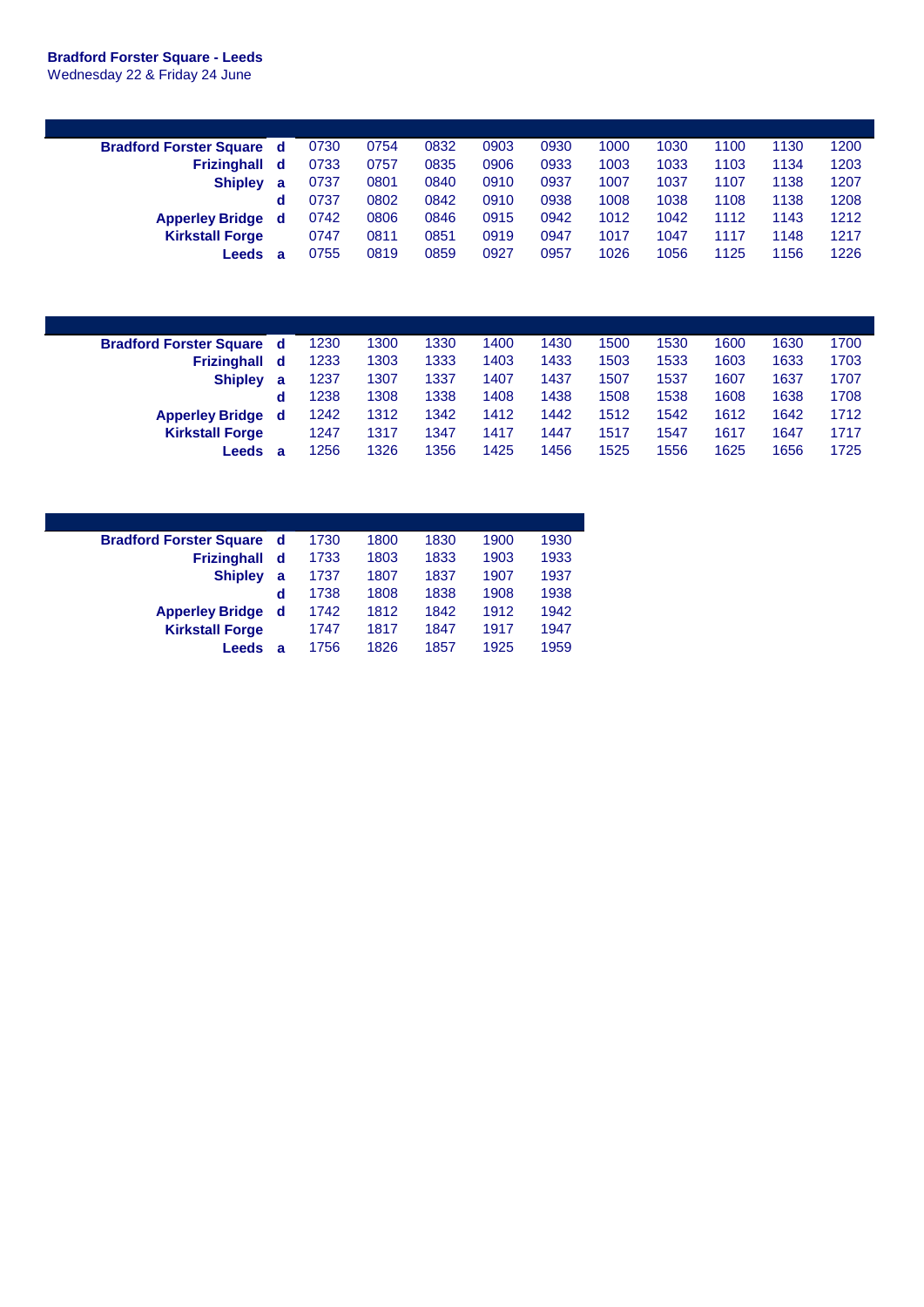**Bradford Forster Square - Leeds**
Wednesday 22 & Friday 24 June

| | | | | | | | | | | | |
|---|---|---|---|---|---|---|---|---|---|---|---|
| **Bradford Forster Square** | **d** | 0730 | 0754 | 0832 | 0903 | 0930 | 1000 | 1030 | 1100 | 1130 | 1200 |
| **Frizinghall** | **d** | 0733 | 0757 | 0835 | 0906 | 0933 | 1003 | 1033 | 1103 | 1134 | 1203 |
| **Shipley** | **a** | 0737 | 0801 | 0840 | 0910 | 0937 | 1007 | 1037 | 1107 | 1138 | 1207 |
| | **d** | 0737 | 0802 | 0842 | 0910 | 0938 | 1008 | 1038 | 1108 | 1138 | 1208 |
| **Apperley Bridge** | **d** | 0742 | 0806 | 0846 | 0915 | 0942 | 1012 | 1042 | 1112 | 1143 | 1212 |
| **Kirkstall Forge** | | 0747 | 0811 | 0851 | 0919 | 0947 | 1017 | 1047 | 1117 | 1148 | 1217 |
| **Leeds** | **a** | 0755 | 0819 | 0859 | 0927 | 0957 | 1026 | 1056 | 1125 | 1156 | 1226 |

| | | | | | | | | | | | |
|---|---|---|---|---|---|---|---|---|---|---|---|
| **Bradford Forster Square** | **d** | 1230 | 1300 | 1330 | 1400 | 1430 | 1500 | 1530 | 1600 | 1630 | 1700 |
| **Frizinghall** | **d** | 1233 | 1303 | 1333 | 1403 | 1433 | 1503 | 1533 | 1603 | 1633 | 1703 |
| **Shipley** | **a** | 1237 | 1307 | 1337 | 1407 | 1437 | 1507 | 1537 | 1607 | 1637 | 1707 |
| | **d** | 1238 | 1308 | 1338 | 1408 | 1438 | 1508 | 1538 | 1608 | 1638 | 1708 |
| **Apperley Bridge** | **d** | 1242 | 1312 | 1342 | 1412 | 1442 | 1512 | 1542 | 1612 | 1642 | 1712 |
| **Kirkstall Forge** | | 1247 | 1317 | 1347 | 1417 | 1447 | 1517 | 1547 | 1617 | 1647 | 1717 |
| **Leeds** | **a** | 1256 | 1326 | 1356 | 1425 | 1456 | 1525 | 1556 | 1625 | 1656 | 1725 |

| | | | | | | |
|---|---|---|---|---|---|---|
| **Bradford Forster Square** | **d** | 1730 | 1800 | 1830 | 1900 | 1930 |
| **Frizinghall** | **d** | 1733 | 1803 | 1833 | 1903 | 1933 |
| **Shipley** | **a** | 1737 | 1807 | 1837 | 1907 | 1937 |
| | **d** | 1738 | 1808 | 1838 | 1908 | 1938 |
| **Apperley Bridge** | **d** | 1742 | 1812 | 1842 | 1912 | 1942 |
| **Kirkstall Forge** | | 1747 | 1817 | 1847 | 1917 | 1947 |
| **Leeds** | **a** | 1756 | 1826 | 1857 | 1925 | 1959 |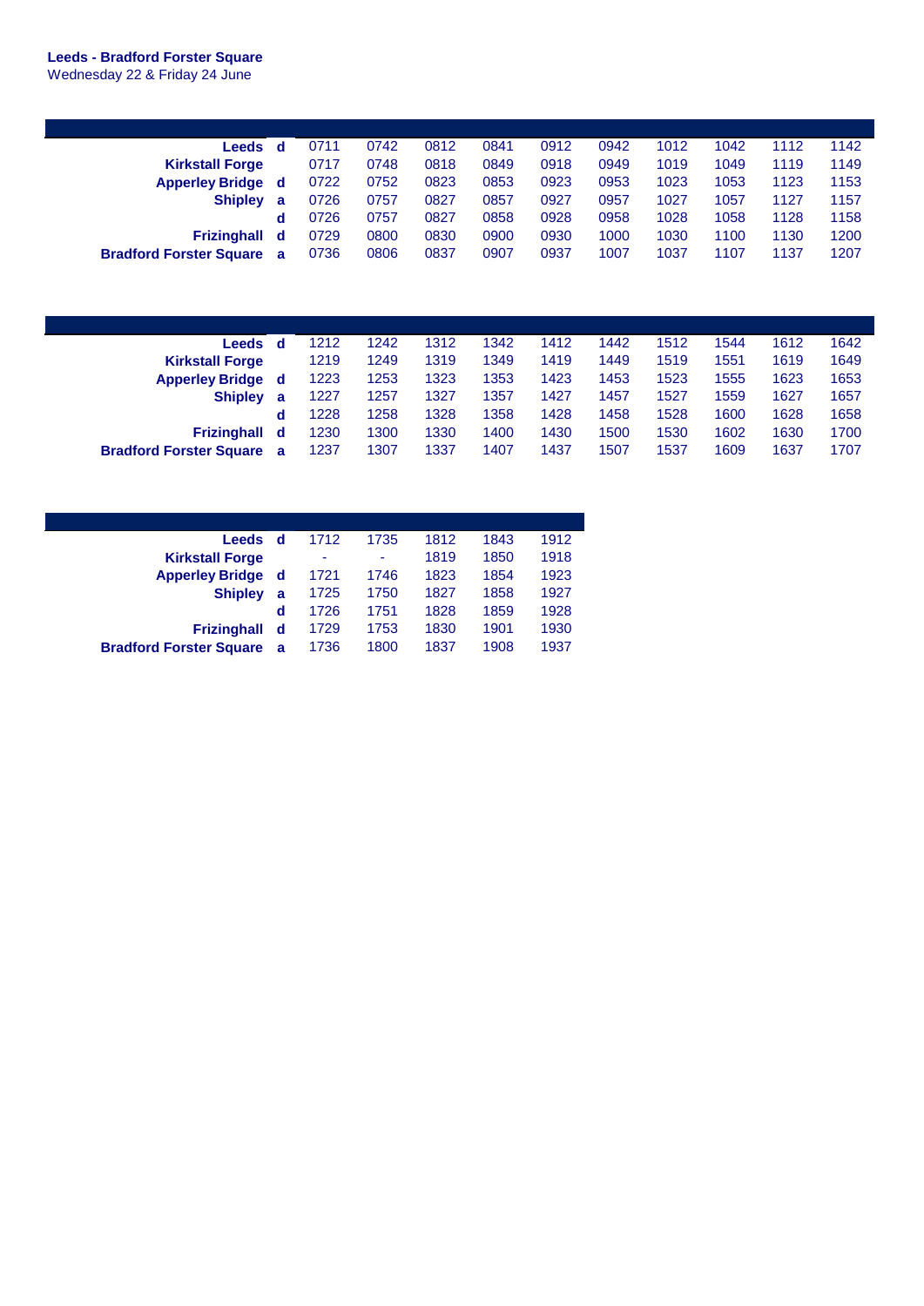**Leeds - Bradford Forster Square**
Wednesday 22 & Friday 24 June

| | | | | | | | | | | | |
|---|---|---|---|---|---|---|---|---|---|---|---|
| **Leeds** | **d** | 0711 | 0742 | 0812 | 0841 | 0912 | 0942 | 1012 | 1042 | 1112 | 1142 |
| **Kirkstall Forge** | | 0717 | 0748 | 0818 | 0849 | 0918 | 0949 | 1019 | 1049 | 1119 | 1149 |
| **Apperley Bridge** | **d** | 0722 | 0752 | 0823 | 0853 | 0923 | 0953 | 1023 | 1053 | 1123 | 1153 |
| **Shipley** | **a** | 0726 | 0757 | 0827 | 0857 | 0927 | 0957 | 1027 | 1057 | 1127 | 1157 |
| | **d** | 0726 | 0757 | 0827 | 0858 | 0928 | 0958 | 1028 | 1058 | 1128 | 1158 |
| **Frizinghall** | **d** | 0729 | 0800 | 0830 | 0900 | 0930 | 1000 | 1030 | 1100 | 1130 | 1200 |
| **Bradford Forster Square** | **a** | 0736 | 0806 | 0837 | 0907 | 0937 | 1007 | 1037 | 1107 | 1137 | 1207 |

| | | | | | | | | | | | |
|---|---|---|---|---|---|---|---|---|---|---|---|
| **Leeds** | **d** | 1212 | 1242 | 1312 | 1342 | 1412 | 1442 | 1512 | 1544 | 1612 | 1642 |
| **Kirkstall Forge** | | 1219 | 1249 | 1319 | 1349 | 1419 | 1449 | 1519 | 1551 | 1619 | 1649 |
| **Apperley Bridge** | **d** | 1223 | 1253 | 1323 | 1353 | 1423 | 1453 | 1523 | 1555 | 1623 | 1653 |
| **Shipley** | **a** | 1227 | 1257 | 1327 | 1357 | 1427 | 1457 | 1527 | 1559 | 1627 | 1657 |
| | **d** | 1228 | 1258 | 1328 | 1358 | 1428 | 1458 | 1528 | 1600 | 1628 | 1658 |
| **Frizinghall** | **d** | 1230 | 1300 | 1330 | 1400 | 1430 | 1500 | 1530 | 1602 | 1630 | 1700 |
| **Bradford Forster Square** | **a** | 1237 | 1307 | 1337 | 1407 | 1437 | 1507 | 1537 | 1609 | 1637 | 1707 |

| | | | | | | |
|---|---|---|---|---|---|---|
| **Leeds** | **d** | 1712 | 1735 | 1812 | 1843 | 1912 |
| **Kirkstall Forge** | | - | - | 1819 | 1850 | 1918 |
| **Apperley Bridge** | **d** | 1721 | 1746 | 1823 | 1854 | 1923 |
| **Shipley** | **a** | 1725 | 1750 | 1827 | 1858 | 1927 |
| | **d** | 1726 | 1751 | 1828 | 1859 | 1928 |
| **Frizinghall** | **d** | 1729 | 1753 | 1830 | 1901 | 1930 |
| **Bradford Forster Square** | **a** | 1736 | 1800 | 1837 | 1908 | 1937 |